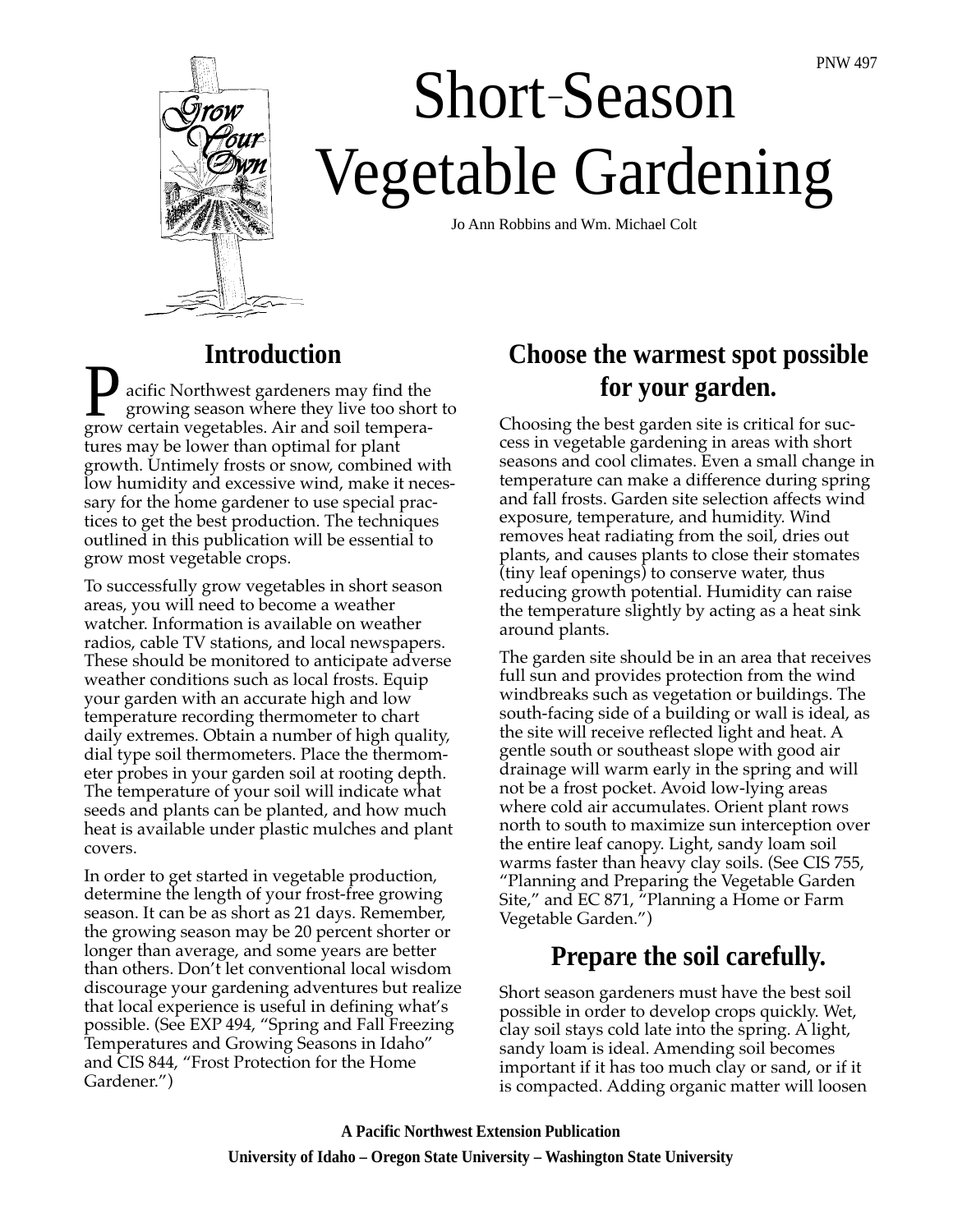PNW 497

# Short-Season Vegetable Gardening

Jo Ann Robbins and Wm. Michael Colt

## Introduction

Pacific Northwest gardeners may find the growing season where they live too short to grow certain vegetables. Air and soil temperatures may be lower than optimal for plant growth. Untimely frosts or snow, combined with low humidity and excessive wind, make it necessary for the home gardener to use special practices to get the best production. The techniques outlined in this publication will be essential to grow most vegetable crops.

To successfully grow vegetables in short season areas, you will need to become a weather watcher. Information is available on weather radios, cable TV stations, and local newspapers. These should be monitored to anticipate adverse weather conditions such as local frosts. Equip your garden with an accurate high and low temperature recording thermometer to chart daily extremes. Obtain a number of high quality, dial type soil thermometers. Place the thermometer probes in your garden soil at rooting depth. The temperature of your soil will indicate what seeds and plants can be planted, and how much heat is available under plastic mulches and plant covers.

In order to get started in vegetable production, determine the length of your frost-free growing season. It can be as short as 21 days. Remember, the growing season may be 20 percent shorter or longer than average, and some years are better than others. Don't let conventional local wisdom discourage your gardening adventures but realize that local experience is useful in defining what's possible. (See EXP 494, "Spring and Fall Freezing Temperatures and Growing Seasons in Idaho" and CIS 844, "Frost Protection for the Home Gardener.")

## Choose the warmest spot possible for your garden.

Choosing the best garden site is critical for success in vegetable gardening in areas with short seasons and cool climates. Even a small change in temperature can make a difference during spring and fall frosts. Garden site selection affects wind exposure, temperature, and humidity. Wind removes heat radiating from the soil, dries out plants, and causes plants to close their stomates (tiny leaf openings) to conserve water, thus reducing growth potential. Humidity can raise the temperature slightly by acting as a heat sink around plants.

The garden site should be in an area that receives full sun and provides protection from the wind windbreaks such as vegetation or buildings. The south-facing side of a building or wall is ideal, as the site will receive reflected light and heat. A gentle south or southeast slope with good air drainage will warm early in the spring and will not be a frost pocket. Avoid low-lying areas where cold air accumulates. Orient plant rows north to south to maximize sun interception over the entire leaf canopy. Light, sandy loam soil warms faster than heavy clay soils. (See CIS 755, "Planning and Preparing the Vegetable Garden Site," and EC 871, "Planning a Home or Farm Vegetable Garden.")

## Prepare the soil carefully.

Short season gardeners must have the best soil possible in order to develop crops quickly. Wet, clay soil stays cold late into the spring. A light, sandy loam is ideal. Amending soil becomes important if it has too much clay or sand, or if it is compacted. Adding organic matter will loosen

**A Pacific Northwest Extension Publication**

**University of Idaho – Oregon State University – Washington State University**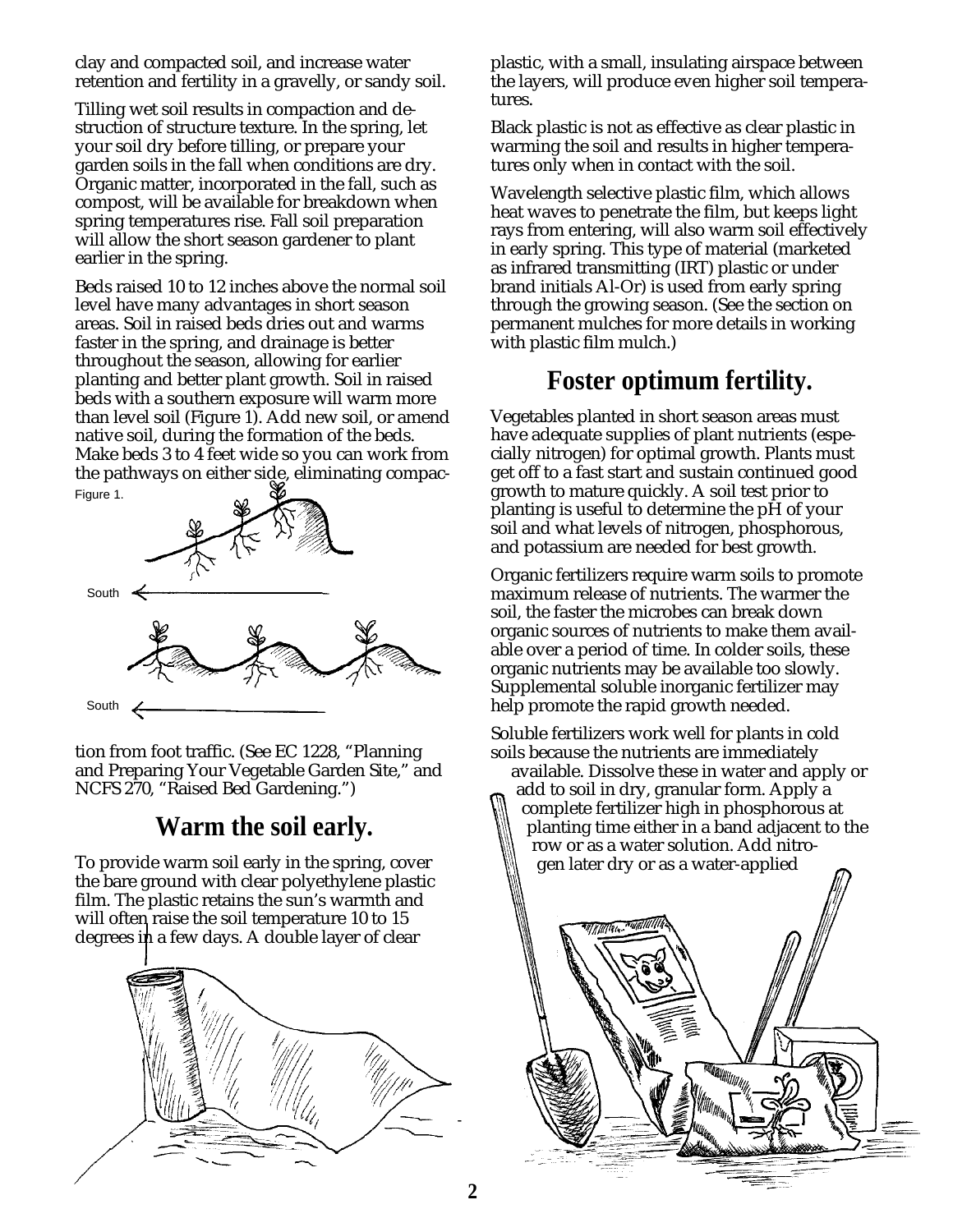clay and compacted soil, and increase water retention and fertility in a gravelly, or sandy soil.

Tilling wet soil results in compaction and destruction of structure texture. In the spring, let your soil dry before tilling, or prepare your garden soils in the fall when conditions are dry. Organic matter, incorporated in the fall, such as compost, will be available for breakdown when spring temperatures rise. Fall soil preparation will allow the short season gardener to plant earlier in the spring.

Beds raised 10 to 12 inches above the normal soil level have many advantages in short season areas. Soil in raised beds dries out and warms faster in the spring, and drainage is better throughout the season, allowing for earlier planting and better plant growth. Soil in raised beds with a southern exposure will warm more than level soil (Figure 1). Add new soil, or amend native soil, during the formation of the beds. Make beds 3 to 4 feet wide so you can work from the pathways on either side, eliminating compaction from foot traffic. (See EC 1228, "Planning and Preparing Your Vegetable Garden Site," and NCFS 270, "Raised Bed Gardening.")

Figure 1.

## Warm the soil early.

To provide warm soil early in the spring, cover the bare ground with clear polyethylene plastic film. The plastic retains the sun's warmth and will often raise the soil temperature 10 to 15 degrees in a few days. A double layer of clear plastic, with a small, insulating airspace between the layers, will produce even higher soil temperatures.

Black plastic is not as effective as clear plastic in warming the soil and results in higher temperatures only when in contact with the soil.

Wavelength selective plastic film, which allows heat waves to penetrate the film, but keeps light rays from entering, will also warm soil effectively in early spring. This type of material (marketed as infrared transmitting (IRT) plastic or under brand initials Al-Or) is used from early spring through the growing season. (See the section on permanent mulches for more details in working with plastic film mulch.)

## Foster optimum fertility.

Vegetables planted in short season areas must have adequate supplies of plant nutrients (especially nitrogen) for optimal growth. Plants must get off to a fast start and sustain continued good growth to mature quickly. A soil test prior to planting is useful to determine the pH of your soil and what levels of nitrogen, phosphorous, and potassium are needed for best growth.

Organic fertilizers require warm soils to promote maximum release of nutrients. The warmer the soil, the faster the microbes can break down organic sources of nutrients to make them available over a period of time. In colder soils, these organic nutrients may be available too slowly. Supplemental soluble inorganic fertilizer may help promote the rapid growth needed.

Soluble fertilizers work well for plants in cold soils because the nutrients are immediately available. Dissolve these in water and apply or add to soil in dry, granular form. Apply a complete fertilizer high in phosphorous at planting time either in a band adjacent to the row or as a water solution. Add nitrogen later dry or as a water-applied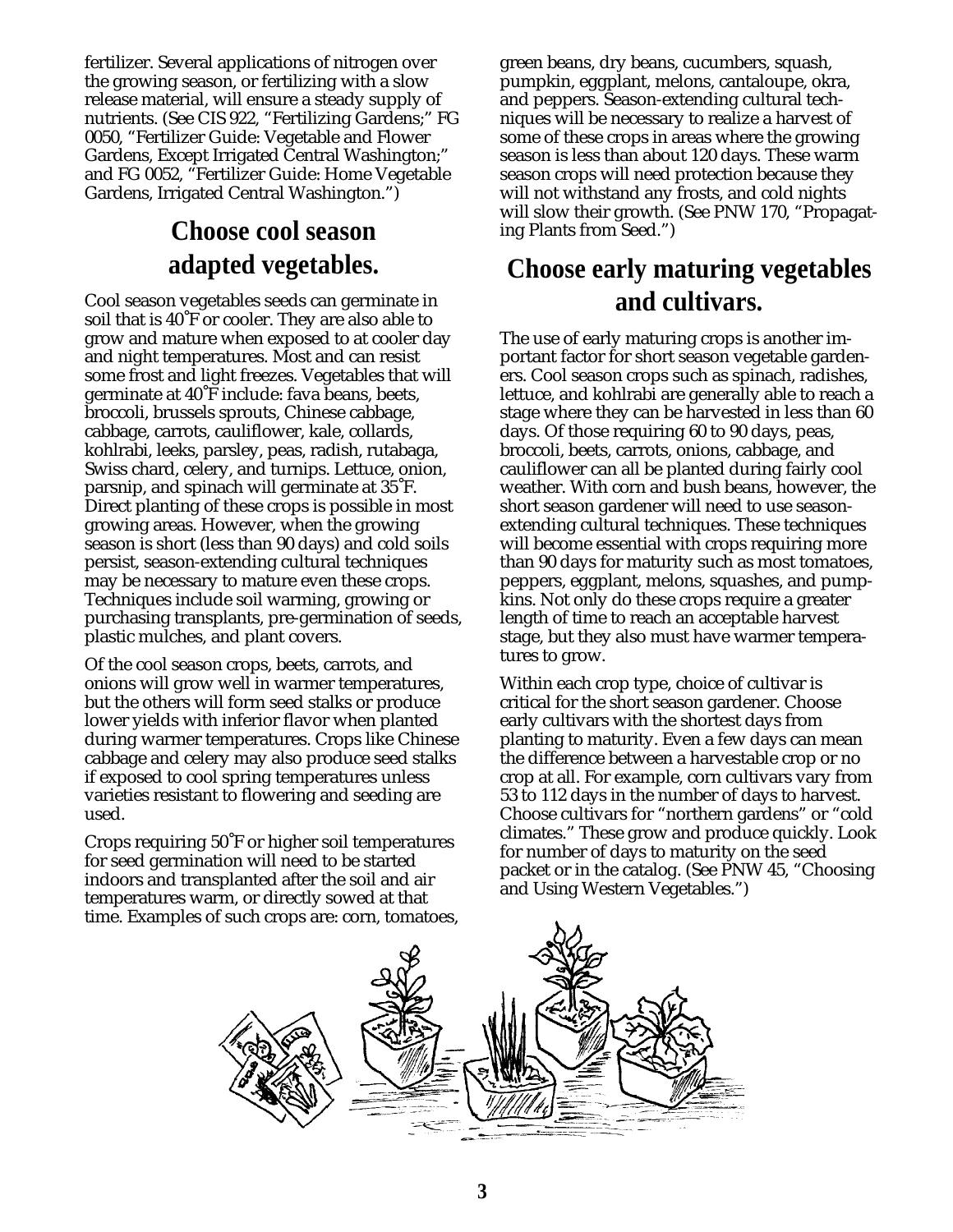fertilizer. Several applications of nitrogen over the growing season, or fertilizing with a slow release material, will ensure a steady supply of nutrients. (See CIS 922, "Fertilizing Gardens;" FG 0050, "Fertilizer Guide: Vegetable and Flower Gardens, Except Irrigated Central Washington;" and FG 0052, "Fertilizer Guide: Home Vegetable Gardens, Irrigated Central Washington.")

## Choose cool season adapted vegetables.

Cool season vegetables seeds can germinate in soil that is 40˚F or cooler. They are also able to grow and mature when exposed to at cooler day and night temperatures. Most and can resist some frost and light freezes. Vegetables that will germinate at 40˚F include: fava beans, beets, broccoli, brussels sprouts, Chinese cabbage, cabbage, carrots, cauliflower, kale, collards, kohlrabi, leeks, parsley, peas, radish, rutabaga, Swiss chard, celery, and turnips. Lettuce, onion, parsnip, and spinach will germinate at 35˚F. Direct planting of these crops is possible in most growing areas. However, when the growing season is short (less than 90 days) and cold soils persist, season-extending cultural techniques may be necessary to mature even these crops. Techniques include soil warming, growing or purchasing transplants, pre-germination of seeds, plastic mulches, and plant covers.

Of the cool season crops, beets, carrots, and onions will grow well in warmer temperatures, but the others will form seed stalks or produce lower yields with inferior flavor when planted during warmer temperatures. Crops like Chinese cabbage and celery may also produce seed stalks if exposed to cool spring temperatures unless varieties resistant to flowering and seeding are used.

Crops requiring 50˚F or higher soil temperatures for seed germination will need to be started indoors and transplanted after the soil and air temperatures warm, or directly sowed at that time. Examples of such crops are: corn, tomatoes, green beans, dry beans, cucumbers, squash, pumpkin, eggplant, melons, cantaloupe, okra, and peppers. Season-extending cultural techniques will be necessary to realize a harvest of some of these crops in areas where the growing season is less than about 120 days. These warm season crops will need protection because they will not withstand any frosts, and cold nights will slow their growth. (See PNW 170, "Propagating Plants from Seed.")

## Choose early maturing vegetables and cultivars.

The use of early maturing crops is another important factor for short season vegetable gardeners. Cool season crops such as spinach, radishes, lettuce, and kohlrabi are generally able to reach a stage where they can be harvested in less than 60 days. Of those requiring 60 to 90 days, peas, broccoli, beets, carrots, onions, cabbage, and cauliflower can all be planted during fairly cool weather. With corn and bush beans, however, the short season gardener will need to use season-extending cultural techniques. These techniques will become essential with crops requiring more than 90 days for maturity such as most tomatoes, peppers, eggplant, melons, squashes, and pumpkins. Not only do these crops require a greater length of time to reach an acceptable harvest stage, but they also must have warmer temperatures to grow.

Within each crop type, choice of cultivar is critical for the short season gardener. Choose early cultivars with the shortest days from planting to maturity. Even a few days can mean the difference between a harvestable crop or no crop at all. For example, corn cultivars vary from 53 to 112 days in the number of days to harvest. Choose cultivars for "northern gardens" or "cold climates." These grow and produce quickly. Look for number of days to maturity on the seed packet or in the catalog. (See PNW 45, "Choosing and Using Western Vegetables.")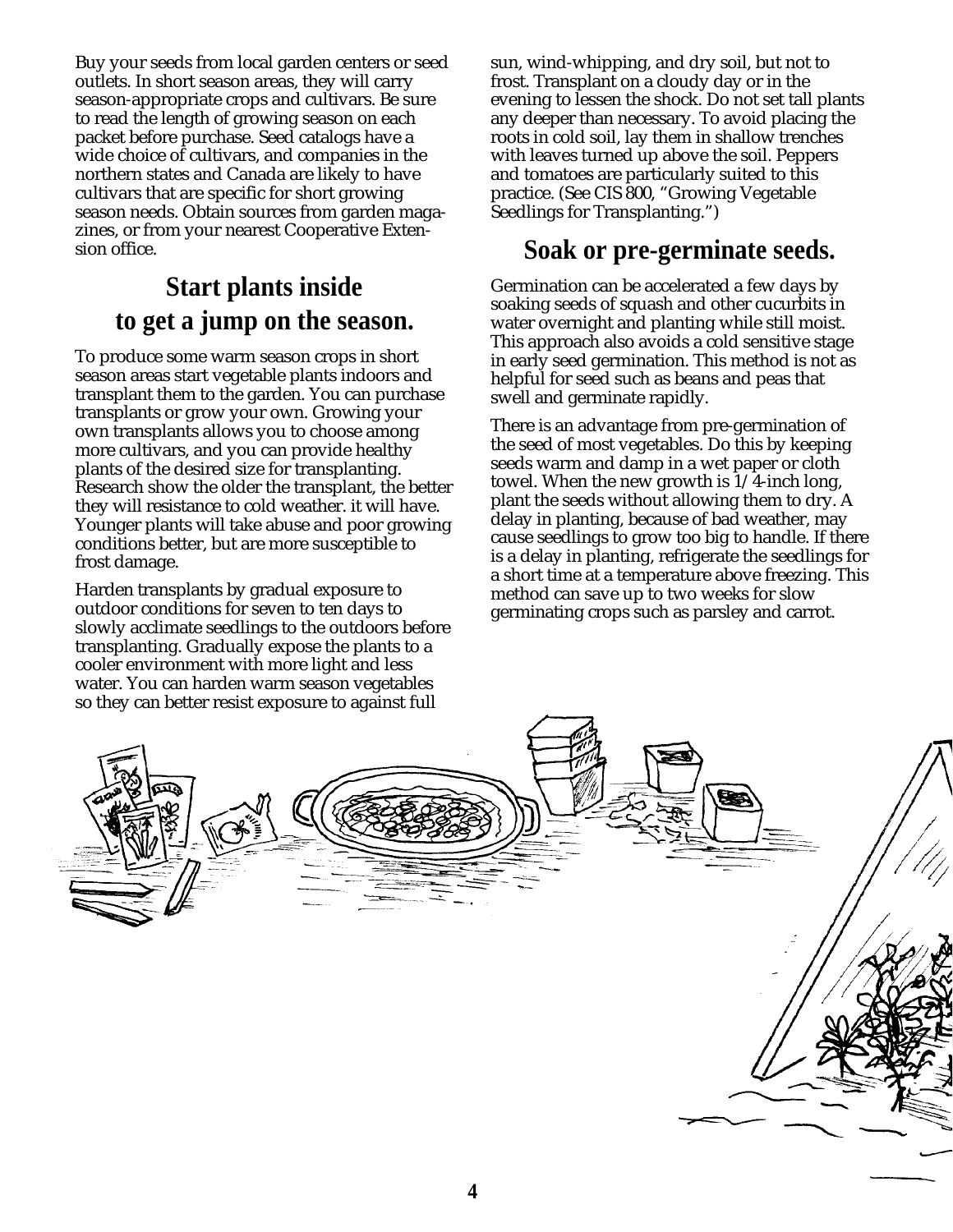Buy your seeds from local garden centers or seed outlets. In short season areas, they will carry season-appropriate crops and cultivars. Be sure to read the length of growing season on each packet before purchase. Seed catalogs have a wide choice of cultivars, and companies in the northern states and Canada are likely to have cultivars that are specific for short growing season needs. Obtain sources from garden magazines, or from your nearest Cooperative Extension office.

## Start plants inside to get a jump on the season.

To produce some warm season crops in short season areas start vegetable plants indoors and transplant them to the garden. You can purchase transplants or grow your own. Growing your own transplants allows you to choose among more cultivars, and you can provide healthy plants of the desired size for transplanting. Research show the older the transplant, the better they will resistance to cold weather. it will have. Younger plants will take abuse and poor growing conditions better, but are more susceptible to frost damage.

Harden transplants by gradual exposure to outdoor conditions for seven to ten days to slowly acclimate seedlings to the outdoors before transplanting. Gradually expose the plants to a cooler environment with more light and less water. You can harden warm season vegetables so they can better resist exposure to against full sun, wind-whipping, and dry soil, but not to frost. Transplant on a cloudy day or in the evening to lessen the shock. Do not set tall plants any deeper than necessary. To avoid placing the roots in cold soil, lay them in shallow trenches with leaves turned up above the soil. Peppers and tomatoes are particularly suited to this practice. (See CIS 800, "Growing Vegetable Seedlings for Transplanting.")

## Soak or pre-germinate seeds.

Germination can be accelerated a few days by soaking seeds of squash and other cucurbits in water overnight and planting while still moist. This approach also avoids a cold sensitive stage in early seed germination. This method is not as helpful for seed such as beans and peas that swell and germinate rapidly.

There is an advantage from pre-germination of the seed of most vegetables. Do this by keeping seeds warm and damp in a wet paper or cloth towel. When the new growth is 1/4-inch long, plant the seeds without allowing them to dry. A delay in planting, because of bad weather, may cause seedlings to grow too big to handle. If there is a delay in planting, refrigerate the seedlings for a short time at a temperature above freezing. This method can save up to two weeks for slow germinating crops such as parsley and carrot.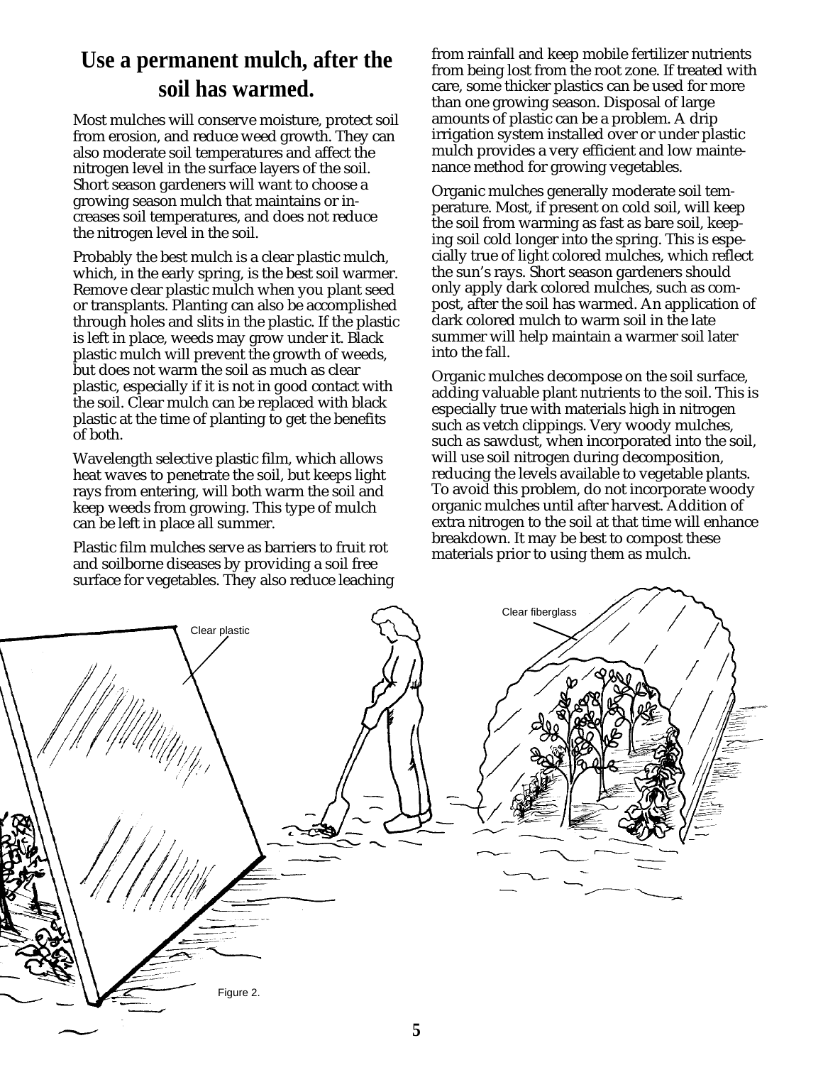## Use a permanent mulch, after the soil has warmed.

Most mulches will conserve moisture, protect soil from erosion, and reduce weed growth. They can also moderate soil temperatures and affect the nitrogen level in the surface layers of the soil. Short season gardeners will want to choose a growing season mulch that maintains or increases soil temperatures, and does not reduce the nitrogen level in the soil.

Probably the best mulch is a clear plastic mulch, which, in the early spring, is the best soil warmer. Remove clear plastic mulch when you plant seed or transplants. Planting can also be accomplished through holes and slits in the plastic. If the plastic is left in place, weeds may grow under it. Black plastic mulch will prevent the growth of weeds, but does not warm the soil as much as clear plastic, especially if it is not in good contact with the soil. Clear mulch can be replaced with black plastic at the time of planting to get the benefits of both.

Wavelength selective plastic film, which allows heat waves to penetrate the soil, but keeps light rays from entering, will both warm the soil and keep weeds from growing. This type of mulch can be left in place all summer.

Plastic film mulches serve as barriers to fruit rot and soilborne diseases by providing a soil free surface for vegetables. They also reduce leaching from rainfall and keep mobile fertilizer nutrients from being lost from the root zone. If treated with care, some thicker plastics can be used for more than one growing season. Disposal of large amounts of plastic can be a problem. A drip irrigation system installed over or under plastic mulch provides a very efficient and low maintenance method for growing vegetables.

Organic mulches generally moderate soil temperature. Most, if present on cold soil, will keep the soil from warming as fast as bare soil, keeping soil cold longer into the spring. This is especially true of light colored mulches, which reflect the sun's rays. Short season gardeners should only apply dark colored mulches, such as compost, after the soil has warmed. An application of dark colored mulch to warm soil in the late summer will help maintain a warmer soil later into the fall.

Organic mulches decompose on the soil surface, adding valuable plant nutrients to the soil. This is especially true with materials high in nitrogen such as vetch clippings. Very woody mulches, such as sawdust, when incorporated into the soil, will use soil nitrogen during decomposition, reducing the levels available to vegetable plants. To avoid this problem, do not incorporate woody organic mulches until after harvest. Addition of extra nitrogen to the soil at that time will enhance breakdown. It may be best to compost these materials prior to using them as mulch.

Clear plastic

Clear fiberglass

Figure 2.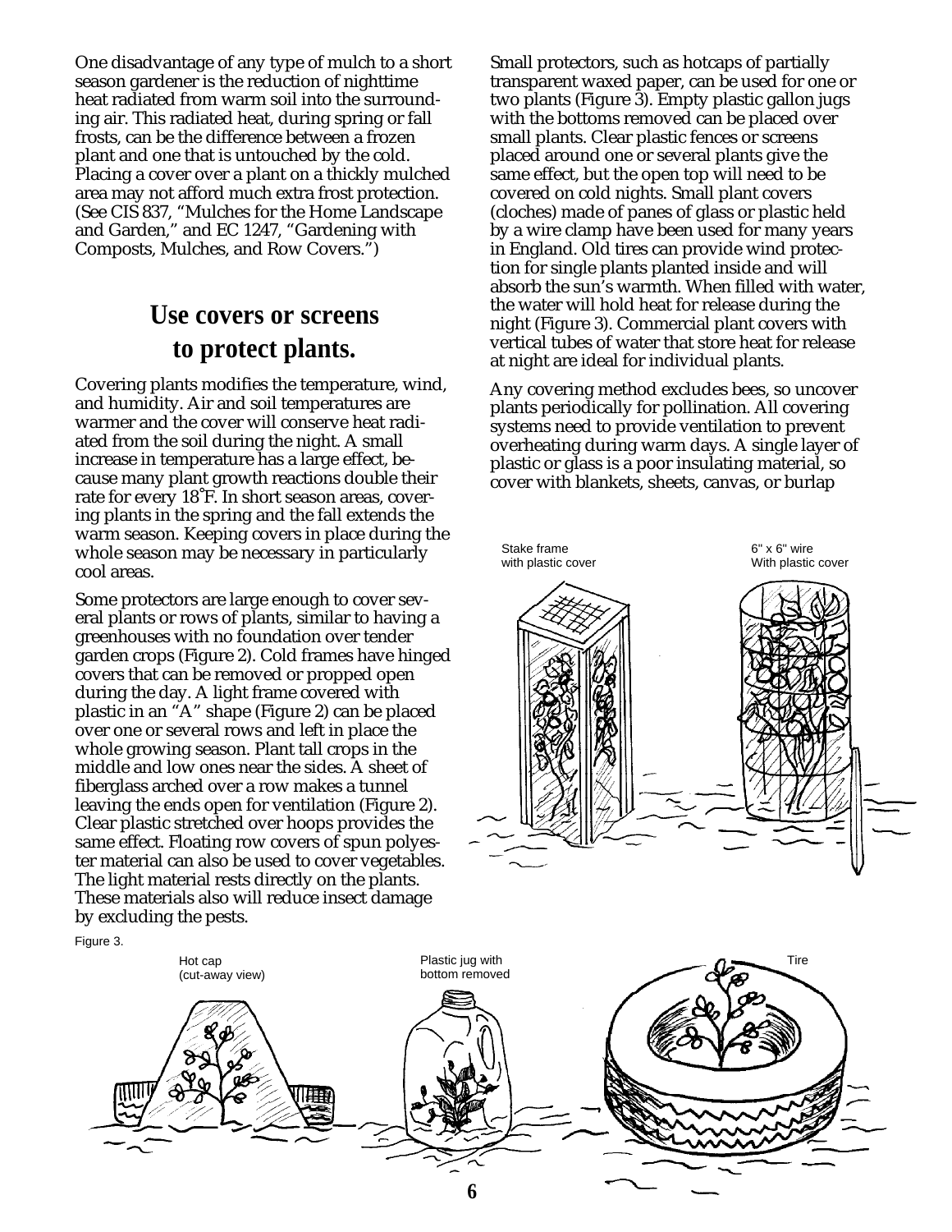One disadvantage of any type of mulch to a short season gardener is the reduction of nighttime heat radiated from warm soil into the surrounding air. This radiated heat, during spring or fall frosts, can be the difference between a frozen plant and one that is untouched by the cold. Placing a cover over a plant on a thickly mulched area may not afford much extra frost protection. (See CIS 837, "Mulches for the Home Landscape and Garden," and EC 1247, "Gardening with Composts, Mulches, and Row Covers.")

## Use covers or screens to protect plants.

Covering plants modifies the temperature, wind, and humidity. Air and soil temperatures are warmer and the cover will conserve heat radiated from the soil during the night. A small increase in temperature has a large effect, because many plant growth reactions double their rate for every 18˚F. In short season areas, covering plants in the spring and the fall extends the warm season. Keeping covers in place during the whole season may be necessary in particularly cool areas.

Some protectors are large enough to cover several plants or rows of plants, similar to having a greenhouses with no foundation over tender garden crops (Figure 2). Cold frames have hinged covers that can be removed or propped open during the day. A light frame covered with plastic in an "A" shape (Figure 2) can be placed over one or several rows and left in place the whole growing season. Plant tall crops in the middle and low ones near the sides. A sheet of fiberglass arched over a row makes a tunnel leaving the ends open for ventilation (Figure 2). Clear plastic stretched over hoops provides the same effect. Floating row covers of spun polyester material can also be used to cover vegetables. The light material rests directly on the plants. These materials also will reduce insect damage by excluding the pests.

Small protectors, such as hotcaps of partially transparent waxed paper, can be used for one or two plants (Figure 3). Empty plastic gallon jugs with the bottoms removed can be placed over small plants. Clear plastic fences or screens placed around one or several plants give the same effect, but the open top will need to be covered on cold nights. Small plant covers (cloches) made of panes of glass or plastic held by a wire clamp have been used for many years in England. Old tires can provide wind protection for single plants planted inside and will absorb the sun's warmth. When filled with water, the water will hold heat for release during the night (Figure 3). Commercial plant covers with vertical tubes of water that store heat for release at night are ideal for individual plants.

Any covering method excludes bees, so uncover plants periodically for pollination. All covering systems need to provide ventilation to prevent overheating during warm days. A single layer of plastic or glass is a poor insulating material, so cover with blankets, sheets, canvas, or burlap

Stake frame with plastic cover

6" x 6" wire With plastic cover

Figure 3.

Hot cap (cut-away view)

Plastic jug with bottom removed

Tire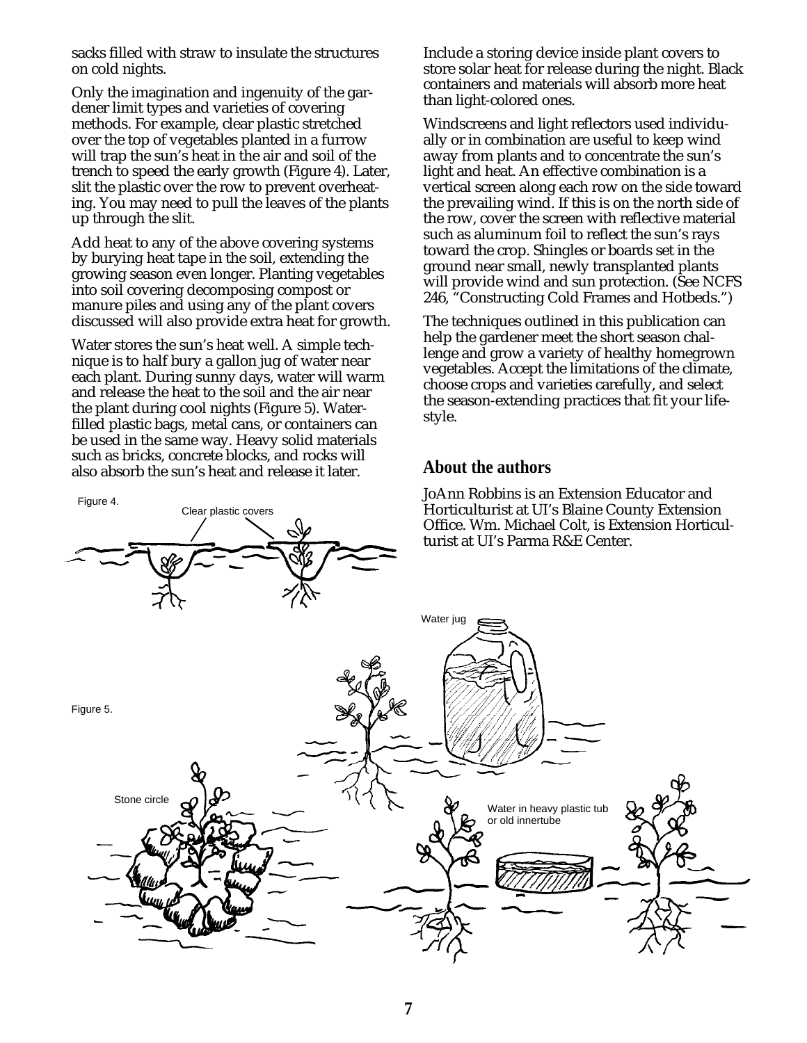sacks filled with straw to insulate the structures on cold nights.

Only the imagination and ingenuity of the gardener limit types and varieties of covering methods. For example, clear plastic stretched over the top of vegetables planted in a furrow will trap the sun's heat in the air and soil of the trench to speed the early growth (Figure 4). Later, slit the plastic over the row to prevent overheating. You may need to pull the leaves of the plants up through the slit.

Add heat to any of the above covering systems by burying heat tape in the soil, extending the growing season even longer. Planting vegetables into soil covering decomposing compost or manure piles and using any of the plant covers discussed will also provide extra heat for growth.

Water stores the sun's heat well. A simple technique is to half bury a gallon jug of water near each plant. During sunny days, water will warm and release the heat to the soil and the air near the plant during cool nights (Figure 5). Water-filled plastic bags, metal cans, or containers can be used in the same way. Heavy solid materials such as bricks, concrete blocks, and rocks will also absorb the sun's heat and release it later.

Figure 4.

Clear plastic covers

Include a storing device inside plant covers to store solar heat for release during the night. Black containers and materials will absorb more heat than light-colored ones.

Windscreens and light reflectors used individually or in combination are useful to keep wind away from plants and to concentrate the sun's light and heat. An effective combination is a vertical screen along each row on the side toward the prevailing wind. If this is on the north side of the row, cover the screen with reflective material such as aluminum foil to reflect the sun's rays toward the crop. Shingles or boards set in the ground near small, newly transplanted plants will provide wind and sun protection. (See NCFS 246, "Constructing Cold Frames and Hotbeds.")

The techniques outlined in this publication can help the gardener meet the short season challenge and grow a variety of healthy homegrown vegetables. Accept the limitations of the climate, choose crops and varieties carefully, and select the season-extending practices that fit your lifestyle.

## About the authors

JoAnn Robbins is an Extension Educator and Horticulturist at UI's Blaine County Extension Office. Wm. Michael Colt, is Extension Horticulturist at UI's Parma R&E Center.

Figure 5.

Water jug

Stone circle

Water in heavy plastic tub or old innertube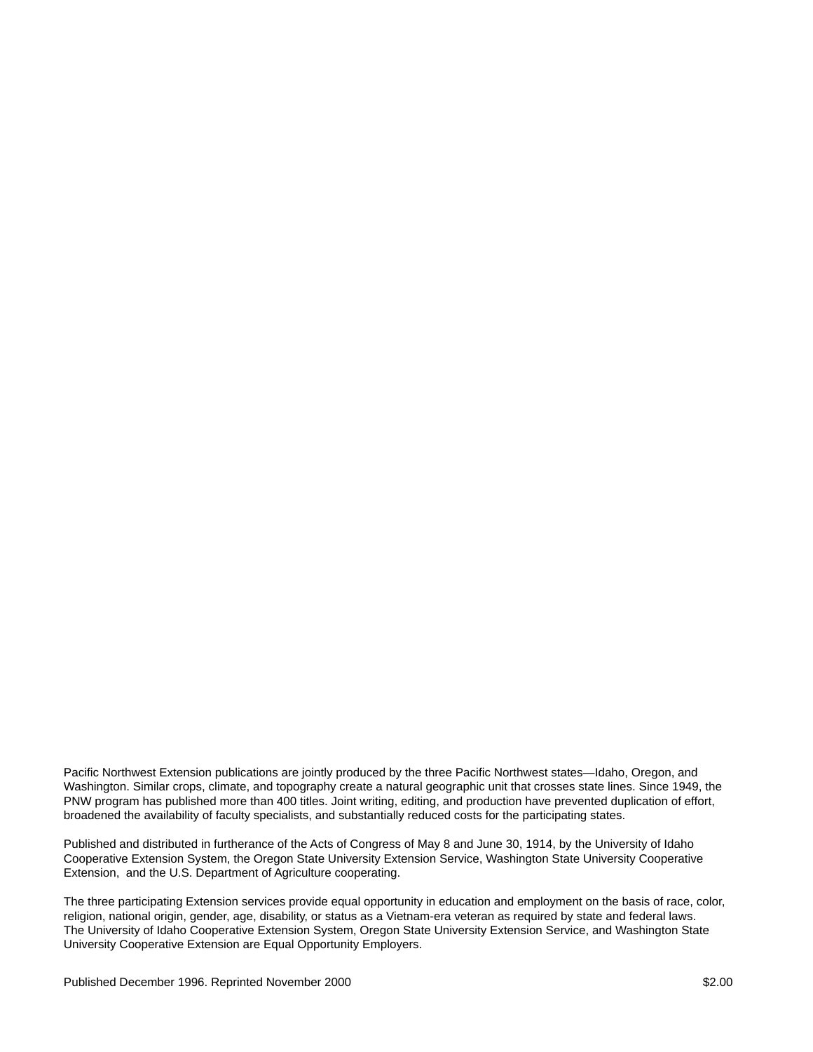Pacific Northwest Extension publications are jointly produced by the three Pacific Northwest states—Idaho, Oregon, and Washington. Similar crops, climate, and topography create a natural geographic unit that crosses state lines. Since 1949, the PNW program has published more than 400 titles. Joint writing, editing, and production have prevented duplication of effort, broadened the availability of faculty specialists, and substantially reduced costs for the participating states.

Published and distributed in furtherance of the Acts of Congress of May 8 and June 30, 1914, by the University of Idaho Cooperative Extension System, the Oregon State University Extension Service, Washington State University Cooperative Extension, and the U.S. Department of Agriculture cooperating.

The three participating Extension services provide equal opportunity in education and employment on the basis of race, color, religion, national origin, gender, age, disability, or status as a Vietnam-era veteran as required by state and federal laws. The University of Idaho Cooperative Extension System, Oregon State University Extension Service, and Washington State University Cooperative Extension are Equal Opportunity Employers.

Published December 1996. Reprinted November 2000 $2.00